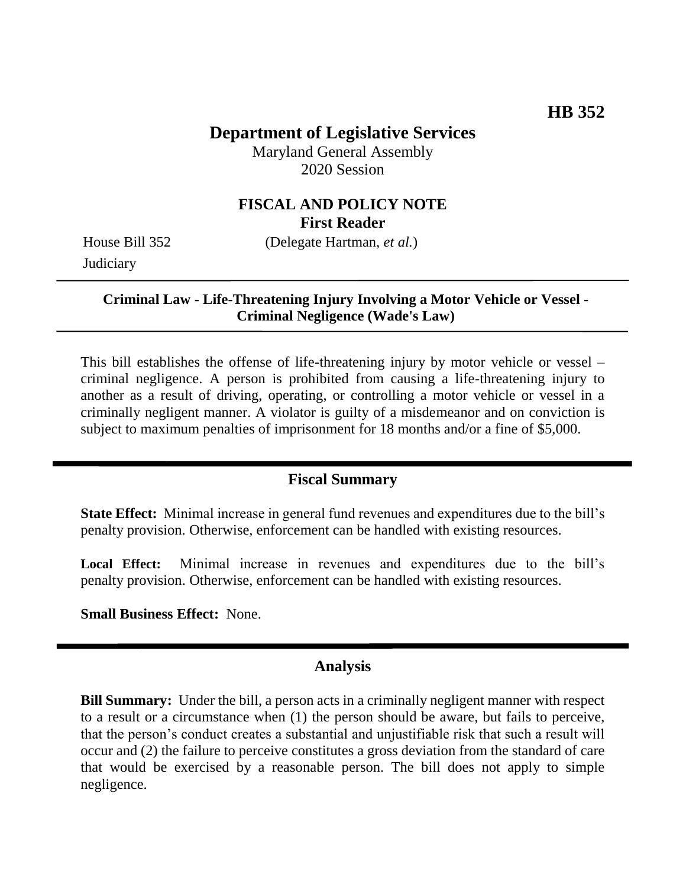**HB 352**

# Department of Legislative Services

Maryland General Assembly
2020 Session

## FISCAL AND POLICY NOTE
**First Reader**

House Bill 352 (Delegate Hartman, *et al.*)
Judiciary

---

**Criminal Law - Life-Threatening Injury Involving a Motor Vehicle or Vessel - Criminal Negligence (Wade's Law)**

---

This bill establishes the offense of life-threatening injury by motor vehicle or vessel – criminal negligence. A person is prohibited from causing a life-threatening injury to another as a result of driving, operating, or controlling a motor vehicle or vessel in a criminally negligent manner. A violator is guilty of a misdemeanor and on conviction is subject to maximum penalties of imprisonment for 18 months and/or a fine of $5,000.

---

## Fiscal Summary

**State Effect:** Minimal increase in general fund revenues and expenditures due to the bill's penalty provision. Otherwise, enforcement can be handled with existing resources.

**Local Effect:** Minimal increase in revenues and expenditures due to the bill's penalty provision. Otherwise, enforcement can be handled with existing resources.

**Small Business Effect:** None.

---

## Analysis

**Bill Summary:** Under the bill, a person acts in a criminally negligent manner with respect to a result or a circumstance when (1) the person should be aware, but fails to perceive, that the person's conduct creates a substantial and unjustifiable risk that such a result will occur and (2) the failure to perceive constitutes a gross deviation from the standard of care that would be exercised by a reasonable person. The bill does not apply to simple negligence.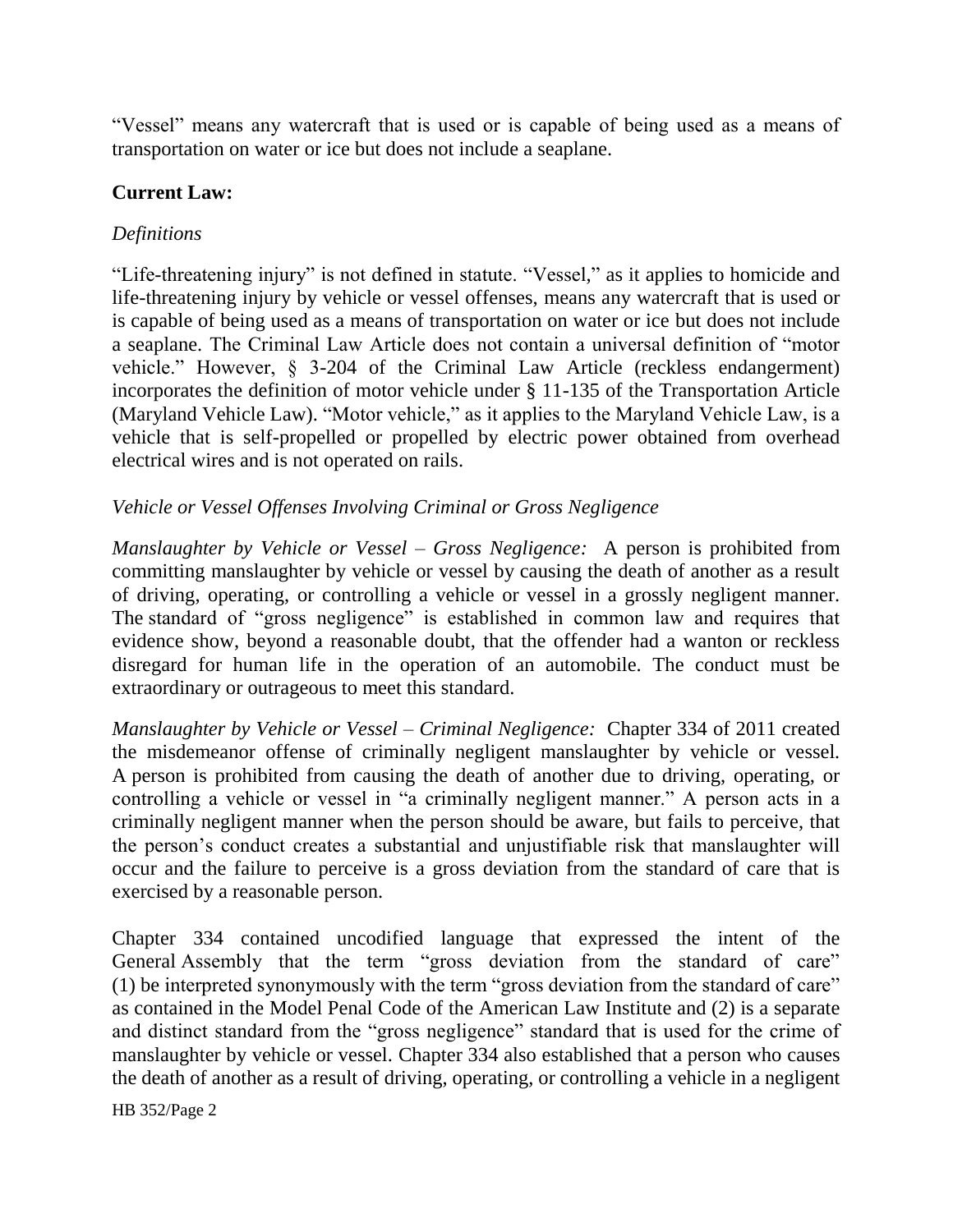"Vessel" means any watercraft that is used or is capable of being used as a means of transportation on water or ice but does not include a seaplane.

**Current Law:**

*Definitions*

"Life-threatening injury" is not defined in statute. "Vessel," as it applies to homicide and life-threatening injury by vehicle or vessel offenses, means any watercraft that is used or is capable of being used as a means of transportation on water or ice but does not include a seaplane. The Criminal Law Article does not contain a universal definition of "motor vehicle." However, § 3-204 of the Criminal Law Article (reckless endangerment) incorporates the definition of motor vehicle under § 11-135 of the Transportation Article (Maryland Vehicle Law). "Motor vehicle," as it applies to the Maryland Vehicle Law, is a vehicle that is self-propelled or propelled by electric power obtained from overhead electrical wires and is not operated on rails.

*Vehicle or Vessel Offenses Involving Criminal or Gross Negligence*

*Manslaughter by Vehicle or Vessel – Gross Negligence:* A person is prohibited from committing manslaughter by vehicle or vessel by causing the death of another as a result of driving, operating, or controlling a vehicle or vessel in a grossly negligent manner. The standard of "gross negligence" is established in common law and requires that evidence show, beyond a reasonable doubt, that the offender had a wanton or reckless disregard for human life in the operation of an automobile. The conduct must be extraordinary or outrageous to meet this standard.

*Manslaughter by Vehicle or Vessel – Criminal Negligence:* Chapter 334 of 2011 created the misdemeanor offense of criminally negligent manslaughter by vehicle or vessel. A person is prohibited from causing the death of another due to driving, operating, or controlling a vehicle or vessel in "a criminally negligent manner." A person acts in a criminally negligent manner when the person should be aware, but fails to perceive, that the person's conduct creates a substantial and unjustifiable risk that manslaughter will occur and the failure to perceive is a gross deviation from the standard of care that is exercised by a reasonable person.

Chapter 334 contained uncodified language that expressed the intent of the General Assembly that the term "gross deviation from the standard of care" (1) be interpreted synonymously with the term "gross deviation from the standard of care" as contained in the Model Penal Code of the American Law Institute and (2) is a separate and distinct standard from the "gross negligence" standard that is used for the crime of manslaughter by vehicle or vessel. Chapter 334 also established that a person who causes the death of another as a result of driving, operating, or controlling a vehicle in a negligent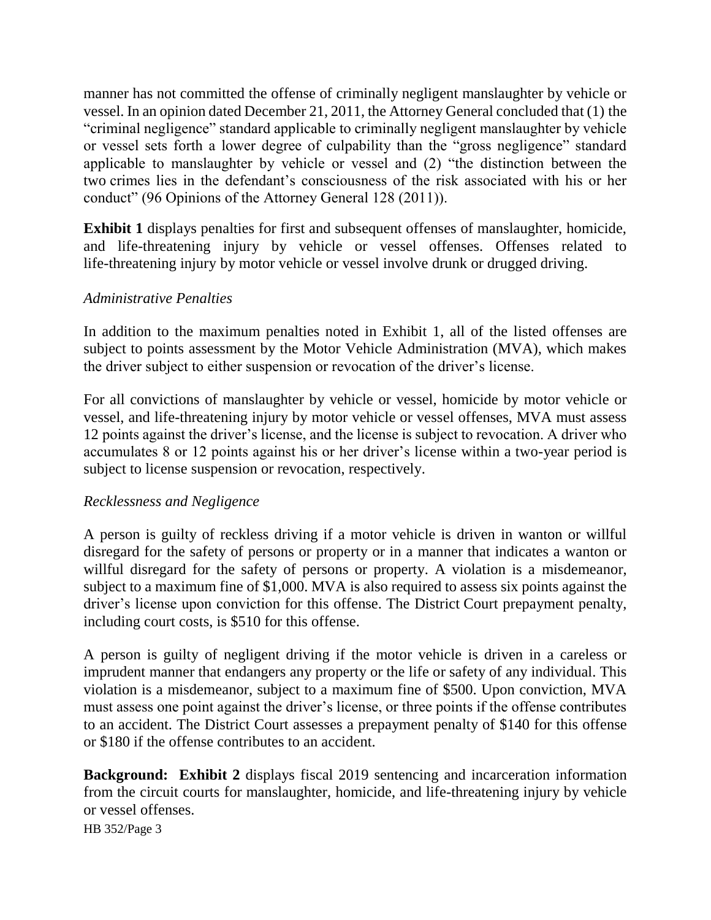manner has not committed the offense of criminally negligent manslaughter by vehicle or vessel. In an opinion dated December 21, 2011, the Attorney General concluded that (1) the "criminal negligence" standard applicable to criminally negligent manslaughter by vehicle or vessel sets forth a lower degree of culpability than the "gross negligence" standard applicable to manslaughter by vehicle or vessel and (2) "the distinction between the two crimes lies in the defendant's consciousness of the risk associated with his or her conduct" (96 Opinions of the Attorney General 128 (2011)).

**Exhibit 1** displays penalties for first and subsequent offenses of manslaughter, homicide, and life-threatening injury by vehicle or vessel offenses. Offenses related to life-threatening injury by motor vehicle or vessel involve drunk or drugged driving.

*Administrative Penalties*

In addition to the maximum penalties noted in Exhibit 1, all of the listed offenses are subject to points assessment by the Motor Vehicle Administration (MVA), which makes the driver subject to either suspension or revocation of the driver's license.

For all convictions of manslaughter by vehicle or vessel, homicide by motor vehicle or vessel, and life-threatening injury by motor vehicle or vessel offenses, MVA must assess 12 points against the driver's license, and the license is subject to revocation. A driver who accumulates 8 or 12 points against his or her driver's license within a two-year period is subject to license suspension or revocation, respectively.

*Recklessness and Negligence*

A person is guilty of reckless driving if a motor vehicle is driven in wanton or willful disregard for the safety of persons or property or in a manner that indicates a wanton or willful disregard for the safety of persons or property. A violation is a misdemeanor, subject to a maximum fine of $1,000. MVA is also required to assess six points against the driver's license upon conviction for this offense. The District Court prepayment penalty, including court costs, is $510 for this offense.

A person is guilty of negligent driving if the motor vehicle is driven in a careless or imprudent manner that endangers any property or the life or safety of any individual. This violation is a misdemeanor, subject to a maximum fine of $500. Upon conviction, MVA must assess one point against the driver's license, or three points if the offense contributes to an accident. The District Court assesses a prepayment penalty of $140 for this offense or $180 if the offense contributes to an accident.

**Background: Exhibit 2** displays fiscal 2019 sentencing and incarceration information from the circuit courts for manslaughter, homicide, and life-threatening injury by vehicle or vessel offenses.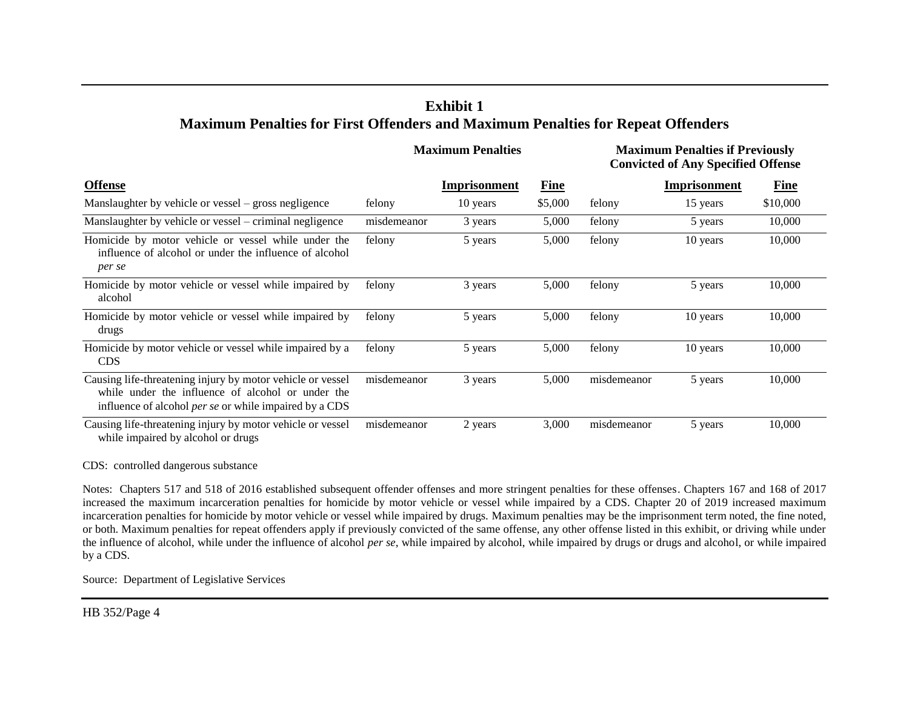## Exhibit 1
## Maximum Penalties for First Offenders and Maximum Penalties for Repeat Offenders

| | Maximum Penalties | | | Maximum Penalties if Previously Convicted of Any Specified Offense | | |
|---|---|---|---|---|---|---|
| **Offense** | | **Imprisonment** | **Fine** | | **Imprisonment** | **Fine** |
| Manslaughter by vehicle or vessel – gross negligence | felony | 10 years | $5,000 | felony | 15 years | $10,000 |
| Manslaughter by vehicle or vessel – criminal negligence | misdemeanor | 3 years | 5,000 | felony | 5 years | 10,000 |
| Homicide by motor vehicle or vessel while under the influence of alcohol or under the influence of alcohol *per se* | felony | 5 years | 5,000 | felony | 10 years | 10,000 |
| Homicide by motor vehicle or vessel while impaired by alcohol | felony | 3 years | 5,000 | felony | 5 years | 10,000 |
| Homicide by motor vehicle or vessel while impaired by drugs | felony | 5 years | 5,000 | felony | 10 years | 10,000 |
| Homicide by motor vehicle or vessel while impaired by a CDS | felony | 5 years | 5,000 | felony | 10 years | 10,000 |
| Causing life-threatening injury by motor vehicle or vessel while under the influence of alcohol or under the influence of alcohol *per se* or while impaired by a CDS | misdemeanor | 3 years | 5,000 | misdemeanor | 5 years | 10,000 |
| Causing life-threatening injury by motor vehicle or vessel while impaired by alcohol or drugs | misdemeanor | 2 years | 3,000 | misdemeanor | 5 years | 10,000 |

CDS: controlled dangerous substance

Notes: Chapters 517 and 518 of 2016 established subsequent offender offenses and more stringent penalties for these offenses. Chapters 167 and 168 of 2017 increased the maximum incarceration penalties for homicide by motor vehicle or vessel while impaired by a CDS. Chapter 20 of 2019 increased maximum incarceration penalties for homicide by motor vehicle or vessel while impaired by drugs. Maximum penalties may be the imprisonment term noted, the fine noted, or both. Maximum penalties for repeat offenders apply if previously convicted of the same offense, any other offense listed in this exhibit, or driving while under the influence of alcohol, while under the influence of alcohol *per se*, while impaired by alcohol, while impaired by drugs or drugs and alcohol, or while impaired by a CDS.

Source: Department of Legislative Services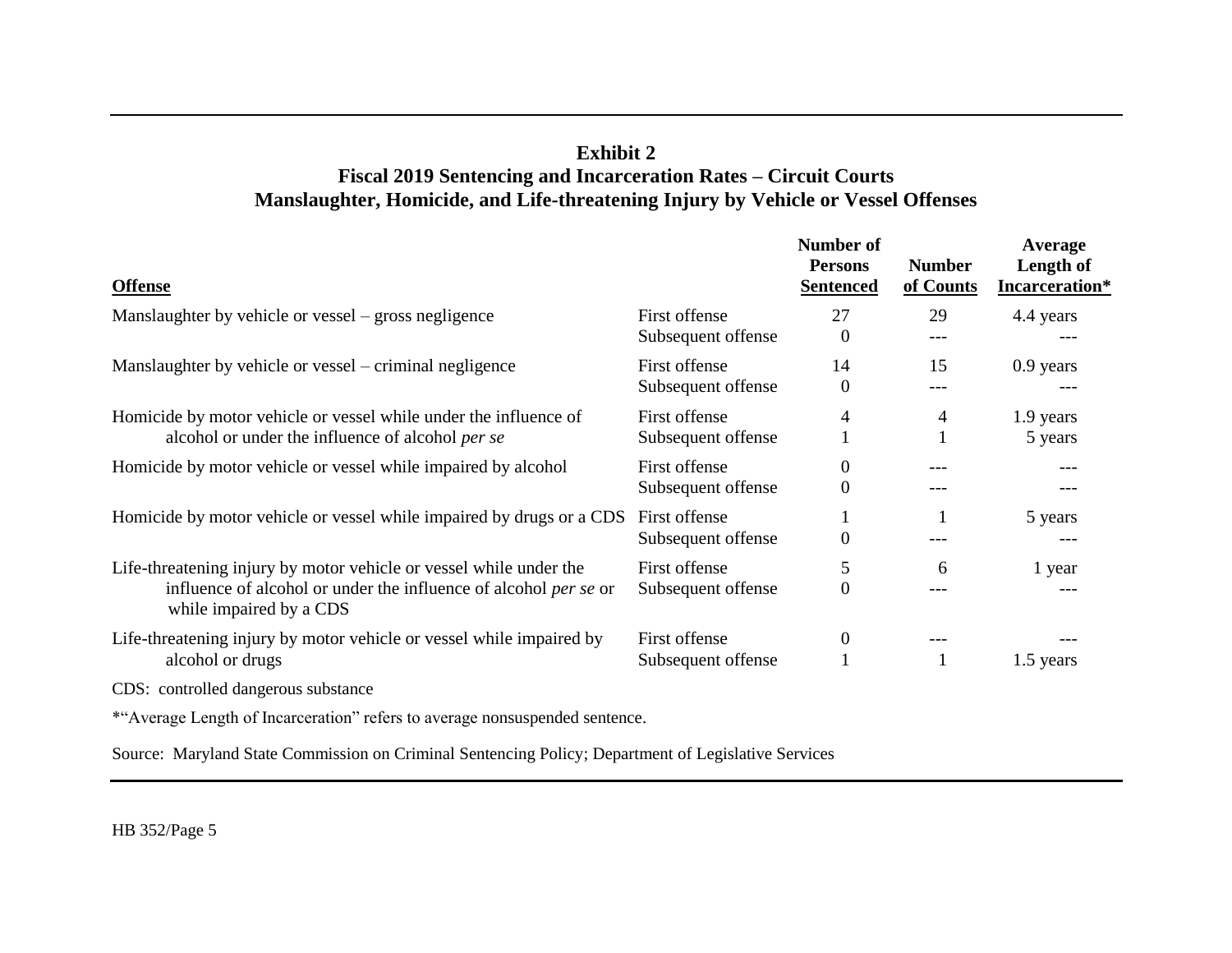**Exhibit 2**
**Fiscal 2019 Sentencing and Incarceration Rates – Circuit Courts**
**Manslaughter, Homicide, and Life-threatening Injury by Vehicle or Vessel Offenses**

| Offense | | Number of Persons Sentenced | Number of Counts | Average Length of Incarceration* |
|---|---|---|---|---|
| Manslaughter by vehicle or vessel – gross negligence | First offense | 27 | 29 | 4.4 years |
| | Subsequent offense | 0 | --- | --- |
| Manslaughter by vehicle or vessel – criminal negligence | First offense | 14 | 15 | 0.9 years |
| | Subsequent offense | 0 | --- | --- |
| Homicide by motor vehicle or vessel while under the influence of alcohol or under the influence of alcohol *per se* | First offense | 4 | 4 | 1.9 years |
| | Subsequent offense | 1 | 1 | 5 years |
| Homicide by motor vehicle or vessel while impaired by alcohol | First offense | 0 | --- | --- |
| | Subsequent offense | 0 | --- | --- |
| Homicide by motor vehicle or vessel while impaired by drugs or a CDS | First offense | 1 | 1 | 5 years |
| | Subsequent offense | 0 | --- | --- |
| Life-threatening injury by motor vehicle or vessel while under the influence of alcohol or under the influence of alcohol *per se* or while impaired by a CDS | First offense | 5 | 6 | 1 year |
| | Subsequent offense | 0 | --- | --- |
| Life-threatening injury by motor vehicle or vessel while impaired by alcohol or drugs | First offense | 0 | --- | --- |
| | Subsequent offense | 1 | 1 | 1.5 years |

CDS: controlled dangerous substance

*"Average Length of Incarceration" refers to average nonsuspended sentence.

Source: Maryland State Commission on Criminal Sentencing Policy; Department of Legislative Services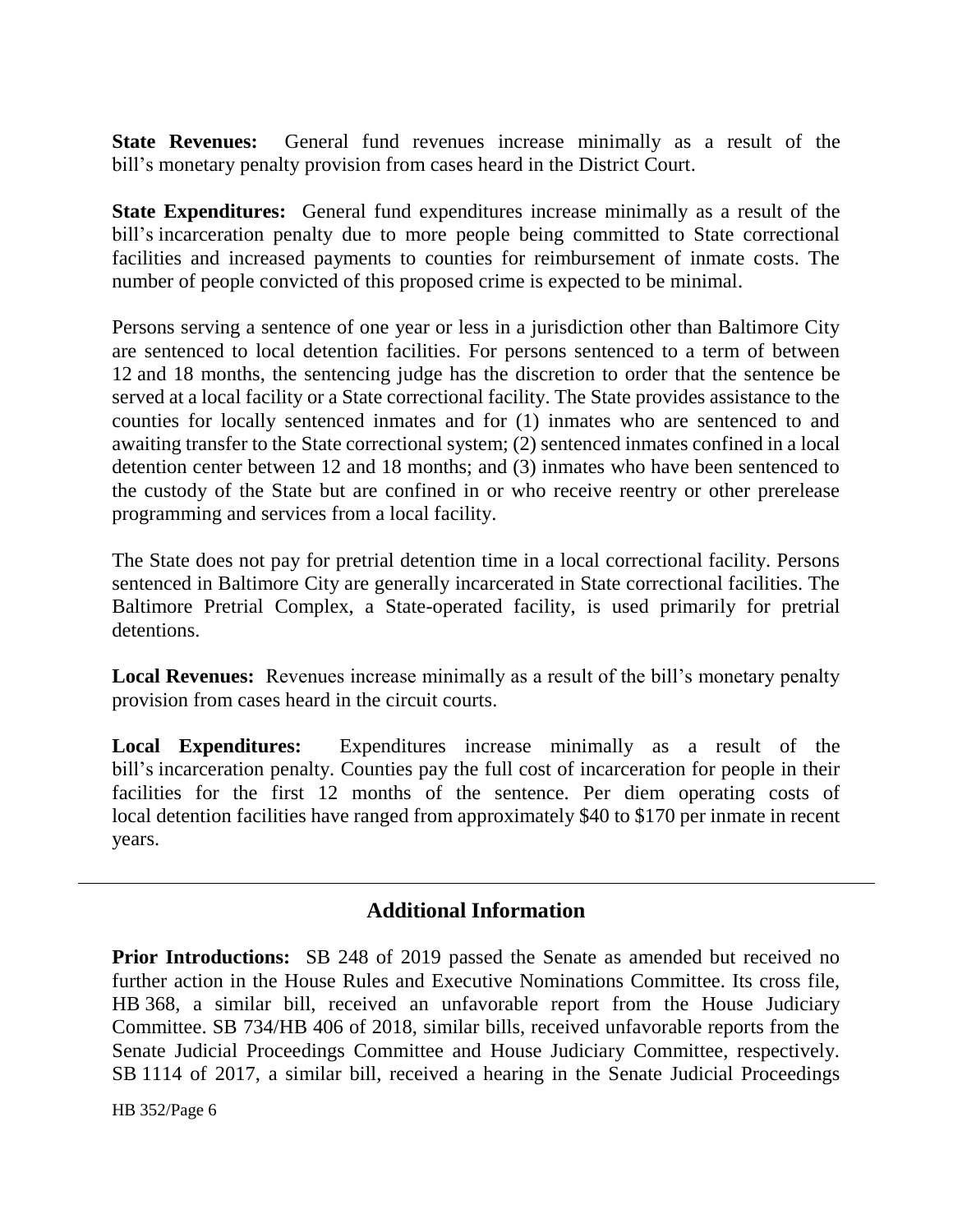**State Revenues:** General fund revenues increase minimally as a result of the bill's monetary penalty provision from cases heard in the District Court.

**State Expenditures:** General fund expenditures increase minimally as a result of the bill's incarceration penalty due to more people being committed to State correctional facilities and increased payments to counties for reimbursement of inmate costs. The number of people convicted of this proposed crime is expected to be minimal.

Persons serving a sentence of one year or less in a jurisdiction other than Baltimore City are sentenced to local detention facilities. For persons sentenced to a term of between 12 and 18 months, the sentencing judge has the discretion to order that the sentence be served at a local facility or a State correctional facility. The State provides assistance to the counties for locally sentenced inmates and for (1) inmates who are sentenced to and awaiting transfer to the State correctional system; (2) sentenced inmates confined in a local detention center between 12 and 18 months; and (3) inmates who have been sentenced to the custody of the State but are confined in or who receive reentry or other prerelease programming and services from a local facility.

The State does not pay for pretrial detention time in a local correctional facility. Persons sentenced in Baltimore City are generally incarcerated in State correctional facilities. The Baltimore Pretrial Complex, a State-operated facility, is used primarily for pretrial detentions.

**Local Revenues:** Revenues increase minimally as a result of the bill's monetary penalty provision from cases heard in the circuit courts.

**Local Expenditures:** Expenditures increase minimally as a result of the bill's incarceration penalty. Counties pay the full cost of incarceration for people in their facilities for the first 12 months of the sentence. Per diem operating costs of local detention facilities have ranged from approximately $40 to $170 per inmate in recent years.

## Additional Information

**Prior Introductions:** SB 248 of 2019 passed the Senate as amended but received no further action in the House Rules and Executive Nominations Committee. Its cross file, HB 368, a similar bill, received an unfavorable report from the House Judiciary Committee. SB 734/HB 406 of 2018, similar bills, received unfavorable reports from the Senate Judicial Proceedings Committee and House Judiciary Committee, respectively. SB 1114 of 2017, a similar bill, received a hearing in the Senate Judicial Proceedings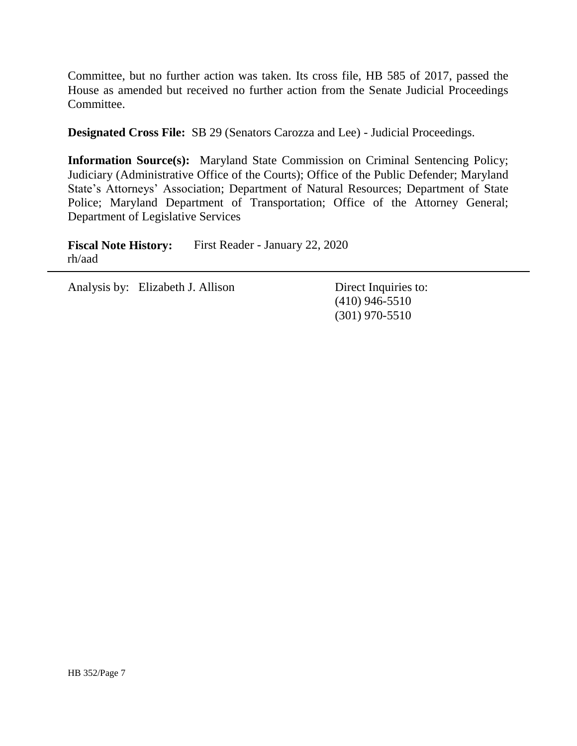Committee, but no further action was taken. Its cross file, HB 585 of 2017, passed the House as amended but received no further action from the Senate Judicial Proceedings Committee.

**Designated Cross File:** SB 29 (Senators Carozza and Lee) - Judicial Proceedings.

**Information Source(s):** Maryland State Commission on Criminal Sentencing Policy; Judiciary (Administrative Office of the Courts); Office of the Public Defender; Maryland State's Attorneys' Association; Department of Natural Resources; Department of State Police; Maryland Department of Transportation; Office of the Attorney General; Department of Legislative Services

**Fiscal Note History:** First Reader - January 22, 2020
rh/aad

---

Analysis by: Elizabeth J. Allison

Direct Inquiries to:
(410) 946-5510
(301) 970-5510